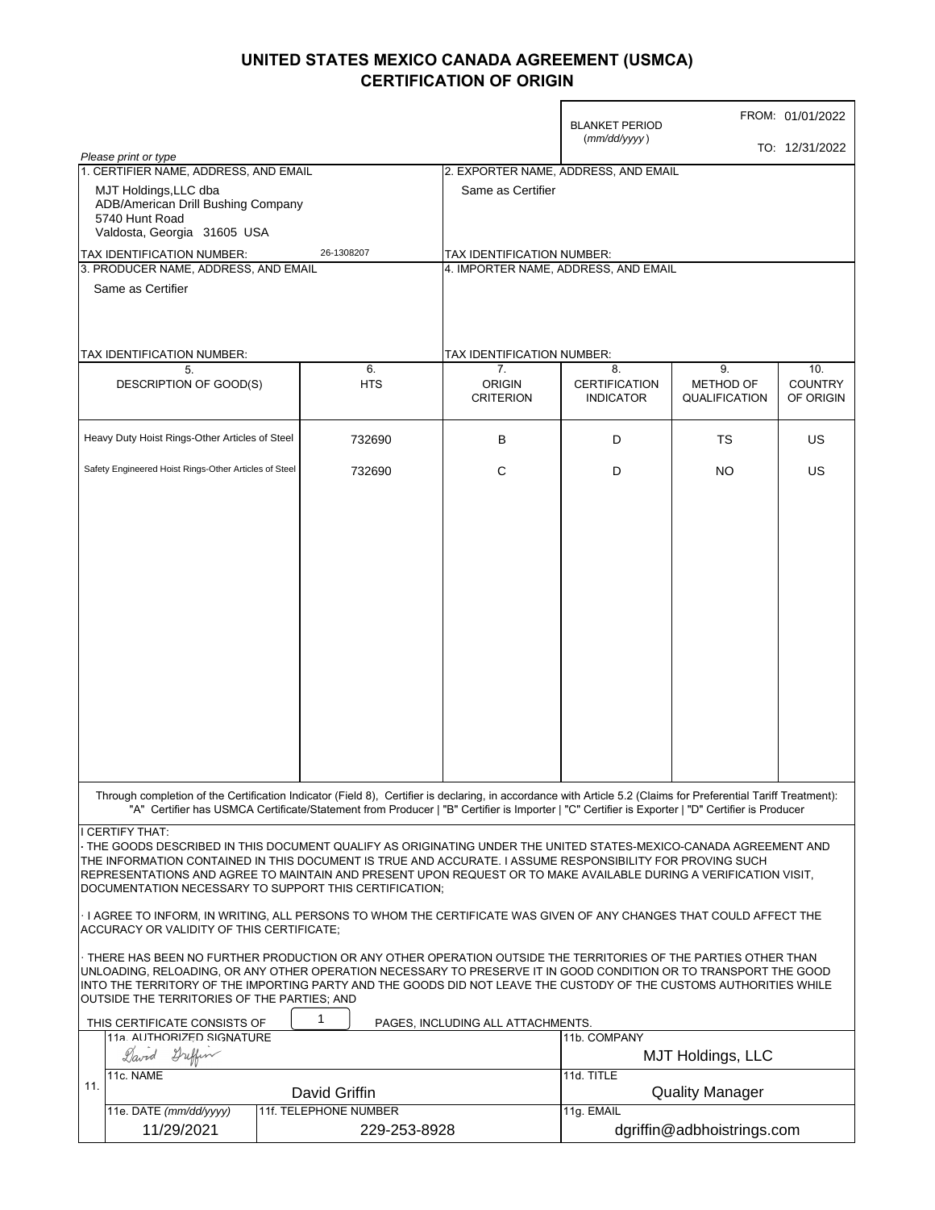# UNITED STATES MEXICO CANADA AGREEMENT (USMCA)
# CERTIFICATION OF ORIGIN

| | |
|---|---|
| BLANKET PERIOD (*mm/dd/yyyy*) | FROM: 01/01/2022 |
| | TO: 12/31/2022 |

*Please print or type*

| | |
|---|---|
| **1. CERTIFIER NAME, ADDRESS, AND EMAIL**<br>MJT Holdings,LLC dba<br>ADB/American Drill Bushing Company<br>5740 Hunt Road<br>Valdosta, Georgia 31605 USA<br>TAX IDENTIFICATION NUMBER: 26-1308207 | **2. EXPORTER NAME, ADDRESS, AND EMAIL**<br>Same as Certifier<br>TAX IDENTIFICATION NUMBER: |
| **3. PRODUCER NAME, ADDRESS, AND EMAIL**<br>Same as Certifier<br>TAX IDENTIFICATION NUMBER: | **4. IMPORTER NAME, ADDRESS, AND EMAIL**<br>TAX IDENTIFICATION NUMBER: |

| 5. DESCRIPTION OF GOOD(S) | 6. HTS | 7. ORIGIN CRITERION | 8. CERTIFICATION INDICATOR | 9. METHOD OF QUALIFICATION | 10. COUNTRY OF ORIGIN |
|---|---|---|---|---|---|
| Heavy Duty Hoist Rings-Other Articles of Steel | 732690 | B | D | TS | US |
| Safety Engineered Hoist Rings-Other Articles of Steel | 732690 | C | D | NO | US |

Through completion of the Certification Indicator (Field 8), Certifier is declaring, in accordance with Article 5.2 (Claims for Preferential Tariff Treatment): "A" Certifier has USMCA Certificate/Statement from Producer | "B" Certifier is Importer | "C" Certifier is Exporter | "D" Certifier is Producer

I CERTIFY THAT:

· THE GOODS DESCRIBED IN THIS DOCUMENT QUALIFY AS ORIGINATING UNDER THE UNITED STATES-MEXICO-CANADA AGREEMENT AND THE INFORMATION CONTAINED IN THIS DOCUMENT IS TRUE AND ACCURATE. I ASSUME RESPONSIBILITY FOR PROVING SUCH REPRESENTATIONS AND AGREE TO MAINTAIN AND PRESENT UPON REQUEST OR TO MAKE AVAILABLE DURING A VERIFICATION VISIT, DOCUMENTATION NECESSARY TO SUPPORT THIS CERTIFICATION;

· I AGREE TO INFORM, IN WRITING, ALL PERSONS TO WHOM THE CERTIFICATE WAS GIVEN OF ANY CHANGES THAT COULD AFFECT THE ACCURACY OR VALIDITY OF THIS CERTIFICATE;

· THERE HAS BEEN NO FURTHER PRODUCTION OR ANY OTHER OPERATION OUTSIDE THE TERRITORIES OF THE PARTIES OTHER THAN UNLOADING, RELOADING, OR ANY OTHER OPERATION NECESSARY TO PRESERVE IT IN GOOD CONDITION OR TO TRANSPORT THE GOOD INTO THE TERRITORY OF THE IMPORTING PARTY AND THE GOODS DID NOT LEAVE THE CUSTODY OF THE CUSTOMS AUTHORITIES WHILE OUTSIDE THE TERRITORIES OF THE PARTIES; AND

THIS CERTIFICATE CONSISTS OF 1 PAGES, INCLUDING ALL ATTACHMENTS.

| 11. | | |
|---|---|---|
| 11a. AUTHORIZED SIGNATURE<br>David Griffin | | 11b. COMPANY<br>MJT Holdings, LLC |
| 11c. NAME<br>David Griffin | | 11d. TITLE<br>Quality Manager |
| 11e. DATE (*mm/dd/yyyy*)<br>11/29/2021 | 11f. TELEPHONE NUMBER<br>229-253-8928 | 11g. EMAIL<br>dgriffin@adbhoistrings.com |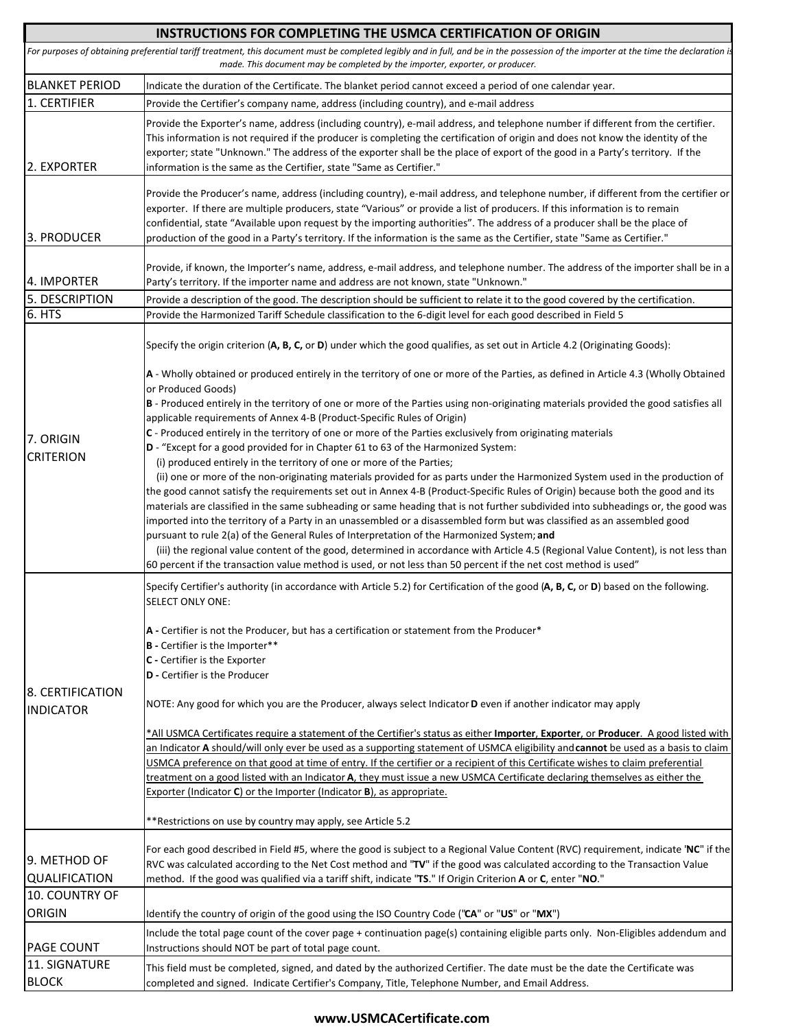# INSTRUCTIONS FOR COMPLETING THE USMCA CERTIFICATION OF ORIGIN

*For purposes of obtaining preferential tariff treatment, this document must be completed legibly and in full, and be in the possession of the importer at the time the declaration is made. This document may be completed by the importer, exporter, or producer.*

| | |
|---|---|
| BLANKET PERIOD | Indicate the duration of the Certificate. The blanket period cannot exceed a period of one calendar year. |
| 1. CERTIFIER | Provide the Certifier's company name, address (including country), and e-mail address |
| 2. EXPORTER | Provide the Exporter's name, address (including country), e-mail address, and telephone number if different from the certifier. This information is not required if the producer is completing the certification of origin and does not know the identity of the exporter; state "Unknown." The address of the exporter shall be the place of export of the good in a Party's territory. If the information is the same as the Certifier, state "Same as Certifier." |
| 3. PRODUCER | Provide the Producer's name, address (including country), e-mail address, and telephone number, if different from the certifier or exporter. If there are multiple producers, state "Various" or provide a list of producers. If this information is to remain confidential, state "Available upon request by the importing authorities". The address of a producer shall be the place of production of the good in a Party's territory. If the information is the same as the Certifier, state "Same as Certifier." |
| 4. IMPORTER | Provide, if known, the Importer's name, address, e-mail address, and telephone number. The address of the importer shall be in a Party's territory. If the importer name and address are not known, state "Unknown." |
| 5. DESCRIPTION | Provide a description of the good. The description should be sufficient to relate it to the good covered by the certification. |
| 6. HTS | Provide the Harmonized Tariff Schedule classification to the 6-digit level for each good described in Field 5 |
| 7. ORIGIN CRITERION | Specify the origin criterion (**A, B, C,** or **D**) under which the good qualifies, as set out in Article 4.2 (Originating Goods):<br><br>**A** - Wholly obtained or produced entirely in the territory of one or more of the Parties, as defined in Article 4.3 (Wholly Obtained or Produced Goods)<br>**B** - Produced entirely in the territory of one or more of the Parties using non-originating materials provided the good satisfies all applicable requirements of Annex 4-B (Product-Specific Rules of Origin)<br>**C** - Produced entirely in the territory of one or more of the Parties exclusively from originating materials<br>**D** - "Except for a good provided for in Chapter 61 to 63 of the Harmonized System:<br>(i) produced entirely in the territory of one or more of the Parties;<br>(ii) one or more of the non-originating materials provided for as parts under the Harmonized System used in the production of the good cannot satisfy the requirements set out in Annex 4-B (Product-Specific Rules of Origin) because both the good and its materials are classified in the same subheading or same heading that is not further subdivided into subheadings or, the good was imported into the territory of a Party in an unassembled or a disassembled form but was classified as an assembled good pursuant to rule 2(a) of the General Rules of Interpretation of the Harmonized System; **and**<br>(iii) the regional value content of the good, determined in accordance with Article 4.5 (Regional Value Content), is not less than 60 percent if the transaction value method is used, or not less than 50 percent if the net cost method is used" |
| 8. CERTIFICATION INDICATOR | Specify Certifier's authority (in accordance with Article 5.2) for Certification of the good (**A, B, C,** or **D**) based on the following. SELECT ONLY ONE:<br><br>**A -** Certifier is not the Producer, but has a certification or statement from the Producer*<br>**B -** Certifier is the Importer**<br>**C -** Certifier is the Exporter<br>**D -** Certifier is the Producer<br><br>NOTE: Any good for which you are the Producer, always select Indicator **D** even if another indicator may apply<br><br>*All USMCA Certificates require a statement of the Certifier's status as either **Importer**, **Exporter**, or **Producer**. A good listed with an Indicator **A** should/will only ever be used as a supporting statement of USMCA eligibility and **cannot** be used as a basis to claim USMCA preference on that good at time of entry. If the certifier or a recipient of this Certificate wishes to claim preferential treatment on a good listed with an Indicator **A**, they must issue a new USMCA Certificate declaring themselves as either the Exporter (Indicator **C**) or the Importer (Indicator **B**), as appropriate.<br><br>**Restrictions on use by country may apply, see Article 5.2 |
| 9. METHOD OF QUALIFICATION | For each good described in Field #5, where the good is subject to a Regional Value Content (RVC) requirement, indicate "**NC**" if the RVC was calculated according to the Net Cost method and "**TV**" if the good was calculated according to the Transaction Value method. If the good was qualified via a tariff shift, indicate "**TS**." If Origin Criterion **A** or **C**, enter "**NO**." |
| 10. COUNTRY OF ORIGIN | Identify the country of origin of the good using the ISO Country Code ("**CA**" or "**US**" or "**MX**") |
| PAGE COUNT | Include the total page count of the cover page + continuation page(s) containing eligible parts only. Non-Eligibles addendum and Instructions should NOT be part of total page count. |
| 11. SIGNATURE BLOCK | This field must be completed, signed, and dated by the authorized Certifier. The date must be the date the Certificate was completed and signed. Indicate Certifier's Company, Title, Telephone Number, and Email Address. |

**www.USMCACertificate.com**